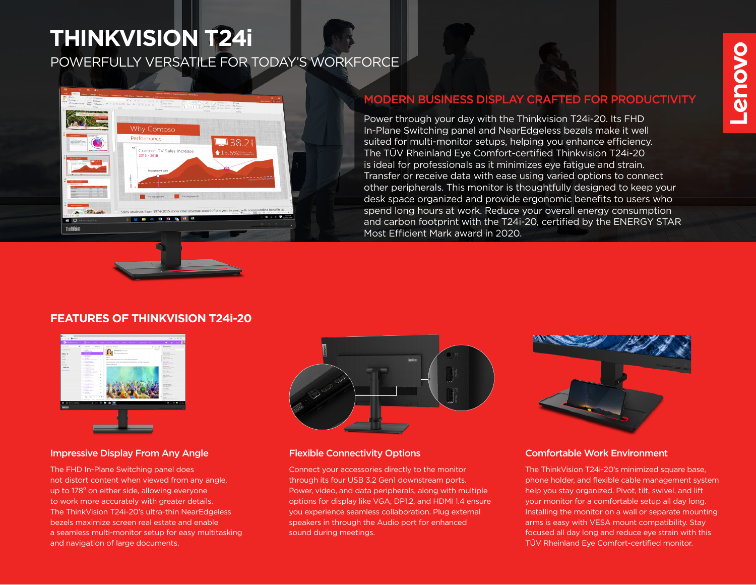# THINKVISION T24i

POWERFULLY VERSATILE FOR TODAY'S WORKFORCE

## MODERN BUSINESS DISPLAY CRAFTED FOR PRODUCTIVITY

Power through your day with the Thinkvision T24i-20. Its FHD In-Plane Switching panel and NearEdgeless bezels make it well suited for multi-monitor setups, helping you enhance efficiency. The TÜV Rheinland Eye Comfort-certified Thinkvision T24i-20 is ideal for professionals as it minimizes eye fatigue and strain. Transfer or receive data with ease using varied options to connect other peripherals. This monitor is thoughtfully designed to keep your desk space organized and provide ergonomic benefits to users who spend long hours at work. Reduce your overall energy consumption and carbon footprint with the T24i-20, certified by the ENERGY STAR Most Efficient Mark award in 2020.

## FEATURES OF THINKVISION T24i-20

### Impressive Display From Any Angle

The FHD In-Plane Switching panel does not distort content when viewed from any angle, up to 178° on either side, allowing everyone to work more accurately with greater details. The ThinkVision T24i-20's ultra-thin NearEdgeless bezels maximize screen real estate and enable a seamless multi-monitor setup for easy multitasking and navigation of large documents.

### Flexible Connectivity Options

Connect your accessories directly to the monitor through its four USB 3.2 Gen1 downstream ports. Power, video, and data peripherals, along with multiple options for display like VGA, DP1.2, and HDMI 1.4 ensure you experience seamless collaboration. Plug external speakers in through the Audio port for enhanced sound during meetings.

### Comfortable Work Environment

The ThinkVision T24i-20's minimized square base, phone holder, and flexible cable management system help you stay organized. Pivot, tilt, swivel, and lift your monitor for a comfortable setup all day long. Installing the monitor on a wall or separate mounting arms is easy with VESA mount compatibility. Stay focused all day long and reduce eye strain with this TÜV Rheinland Eye Comfort-certified monitor.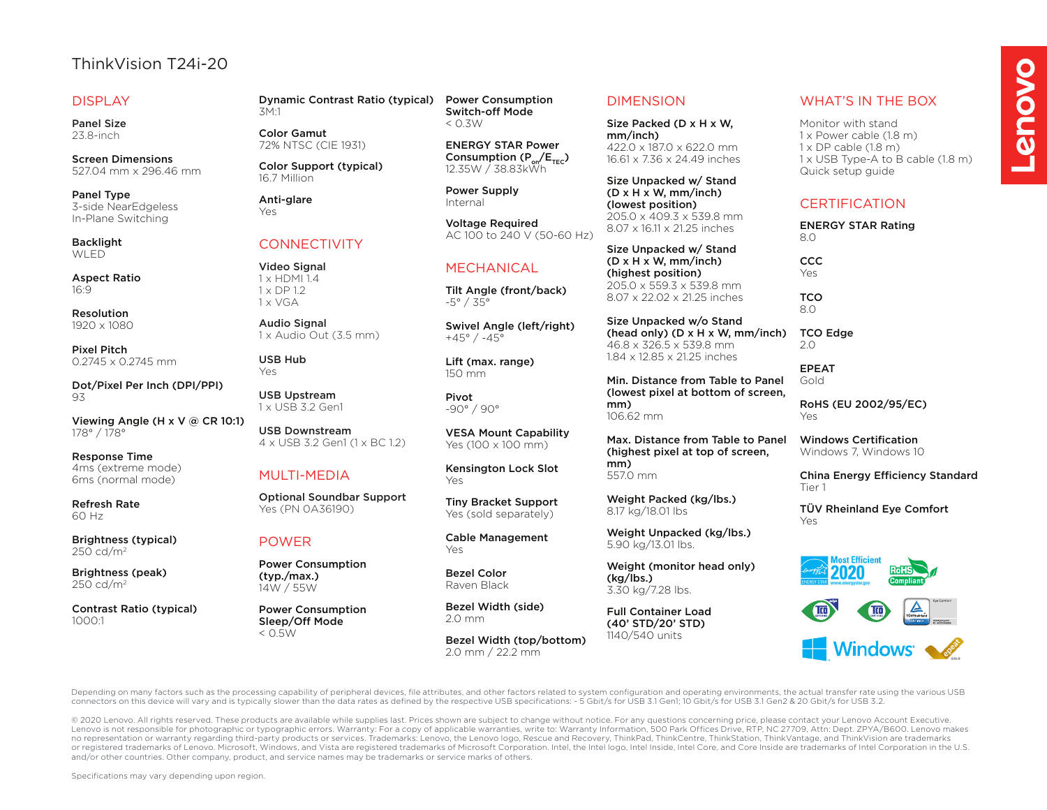# ThinkVision T24i-20

## DISPLAY

**Panel Size**
23.8-inch

**Screen Dimensions**
527.04 mm x 296.46 mm

**Panel Type**
3-side NearEdgeless
In-Plane Switching

**Backlight**
WLED

**Aspect Ratio**
16:9

**Resolution**
1920 x 1080

**Pixel Pitch**
0.2745 x 0.2745 mm

**Dot/Pixel Per Inch (DPI/PPI)**
93

**Viewing Angle (H x V @ CR 10:1)**
178° / 178°

**Response Time**
4ms (extreme mode)
6ms (normal mode)

**Refresh Rate**
60 Hz

**Brightness (typical)**
250 cd/m²

**Brightness (peak)**
250 cd/m²

**Contrast Ratio (typical)**
1000:1

**Dynamic Contrast Ratio (typical)**
3M:1

**Color Gamut**
72% NTSC (CIE 1931)

**Color Support (typical)**
16.7 Million

**Anti-glare**
Yes

## CONNECTIVITY

**Video Signal**
1 x HDMI 1.4
1 x DP 1.2
1 x VGA

**Audio Signal**
1 x Audio Out (3.5 mm)

**USB Hub**
Yes

**USB Upstream**
1 x USB 3.2 Gen1

**USB Downstream**
4 x USB 3.2 Gen1 (1 x BC 1.2)

## MULTI-MEDIA

**Optional Soundbar Support**
Yes (PN 0A36190)

## POWER

**Power Consumption (typ./max.)**
14W / 55W

**Power Consumption Sleep/Off Mode**
< 0.5W

**Power Consumption Switch-off Mode**
< 0.3W

**ENERGY STAR Power Consumption ($P_{on}$/$E_{TEC}$)**
12.35W / 38.83kWh

**Power Supply**
Internal

**Voltage Required**
AC 100 to 240 V (50-60 Hz)

## MECHANICAL

**Tilt Angle (front/back)**
-5° / 35°

**Swivel Angle (left/right)**
+45° / -45°

**Lift (max. range)**
150 mm

**Pivot**
-90° / 90°

**VESA Mount Capability**
Yes (100 x 100 mm)

**Kensington Lock Slot**
Yes

**Tiny Bracket Support**
Yes (sold separately)

**Cable Management**
Yes

**Bezel Color**
Raven Black

**Bezel Width (side)**
2.0 mm

**Bezel Width (top/bottom)**
2.0 mm / 22.2 mm

## DIMENSION

**Size Packed (D x H x W, mm/inch)**
422.0 x 187.0 x 622.0 mm
16.61 x 7.36 x 24.49 inches

**Size Unpacked w/ Stand (D x H x W, mm/inch) (lowest position)**
205.0 x 409.3 x 539.8 mm
8.07 x 16.11 x 21.25 inches

**Size Unpacked w/ Stand (D x H x W, mm/inch) (highest position)**
205.0 x 559.3 x 539.8 mm
8.07 x 22.02 x 21.25 inches

**Size Unpacked w/o Stand (head only) (D x H x W, mm/inch)**
46.8 x 326.5 x 539.8 mm
1.84 x 12.85 x 21.25 inches

**Min. Distance from Table to Panel (lowest pixel at bottom of screen, mm)**
106.62 mm

**Max. Distance from Table to Panel (highest pixel at top of screen, mm)**
557.0 mm

**Weight Packed (kg/lbs.)**
8.17 kg/18.01 lbs

**Weight Unpacked (kg/lbs.)**
5.90 kg/13.01 lbs.

**Weight (monitor head only) (kg/lbs.)**
3.30 kg/7.28 lbs.

**Full Container Load (40' STD/20' STD)**
1140/540 units

## WHAT'S IN THE BOX

Monitor with stand
1 x Power cable (1.8 m)
1 x DP cable (1.8 m)
1 x USB Type-A to B cable (1.8 m)
Quick setup guide

## CERTIFICATION

**ENERGY STAR Rating**
8.0

**CCC**
Yes

**TCO**
8.0

**TCO Edge**
2.0

**EPEAT**
Gold

**RoHS (EU 2002/95/EC)**
Yes

**Windows Certification**
Windows 7, Windows 10

**China Energy Efficiency Standard**
Tier 1

**TÜV Rheinland Eye Comfort**
Yes

Depending on many factors such as the processing capability of peripheral devices, file attributes, and other factors related to system configuration and operating environments, the actual transfer rate using the various USB connectors on this device will vary and is typically slower than the data rates as defined by the respective USB specifications: - 5 Gbit/s for USB 3.1 Gen1; 10 Gbit/s for USB 3.1 Gen2 & 20 Gbit/s for USB 3.2.

© 2020 Lenovo. All rights reserved. These products are available while supplies last. Prices shown are subject to change without notice. For any questions concerning price, please contact your Lenovo Account Executive. Lenovo is not responsible for photographic or typographic errors. Warranty: For a copy of applicable warranties, write to: Warranty Information, 500 Park Offices Drive, RTP, NC 27709, Attn: Dept. ZPYA/B600. Lenovo makes no representation or warranty regarding third-party products or services. Trademarks: Lenovo, the Lenovo logo, Rescue and Recovery, ThinkPad, ThinkCentre, ThinkStation, ThinkVantage, and ThinkVision are trademarks or registered trademarks of Lenovo. Microsoft, Windows, and Vista are registered trademarks of Microsoft Corporation. Intel, the Intel logo, Intel Inside, Intel Core, and Core Inside are trademarks of Intel Corporation in the U.S. and/or other countries. Other company, product, and service names may be trademarks or service marks of others.

Specifications may vary depending upon region.